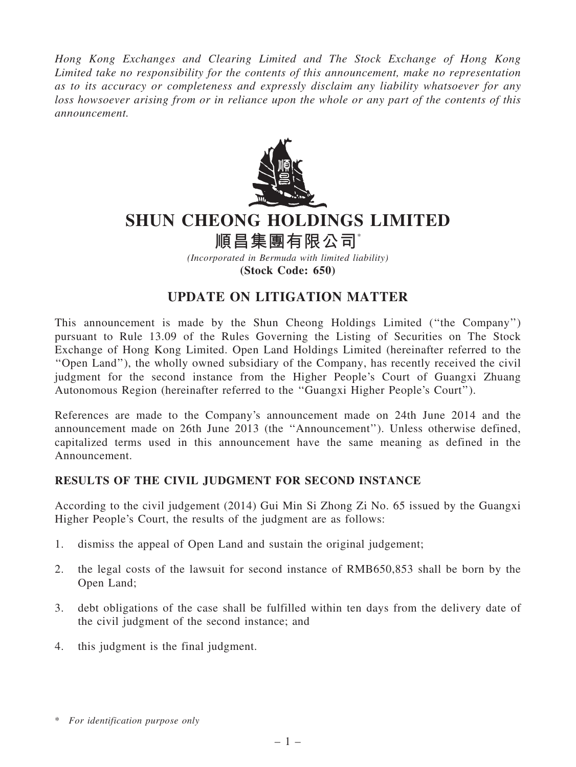*Hong Kong Exchanges and Clearing Limited and The Stock Exchange of Hong Kong Limited take no responsibility for the contents of this announcement, make no representation as to its accuracy or completeness and expressly disclaim any liability whatsoever for any loss howsoever arising from or in reliance upon the whole or any part of the contents of this announcement.*

# SHUN CHEONG HOLDINGS LIMITED

# 順昌集團有限公司*

*(Incorporated in Bermuda with limited liability)*

**(Stock Code: 650)**

## UPDATE ON LITIGATION MATTER

This announcement is made by the Shun Cheong Holdings Limited (''the Company'') pursuant to Rule 13.09 of the Rules Governing the Listing of Securities on The Stock Exchange of Hong Kong Limited. Open Land Holdings Limited (hereinafter referred to the ''Open Land''), the wholly owned subsidiary of the Company, has recently received the civil judgment for the second instance from the Higher People's Court of Guangxi Zhuang Autonomous Region (hereinafter referred to the ''Guangxi Higher People's Court'').

References are made to the Company's announcement made on 24th June 2014 and the announcement made on 26th June 2013 (the ''Announcement''). Unless otherwise defined, capitalized terms used in this announcement have the same meaning as defined in the Announcement.

### RESULTS OF THE CIVIL JUDGMENT FOR SECOND INSTANCE

According to the civil judgement (2014) Gui Min Si Zhong Zi No. 65 issued by the Guangxi Higher People's Court, the results of the judgment are as follows:

1. dismiss the appeal of Open Land and sustain the original judgement;
2. the legal costs of the lawsuit for second instance of RMB650,853 shall be born by the Open Land;
3. debt obligations of the case shall be fulfilled within ten days from the delivery date of the civil judgment of the second instance; and
4. this judgment is the final judgment.

\* *For identification purpose only*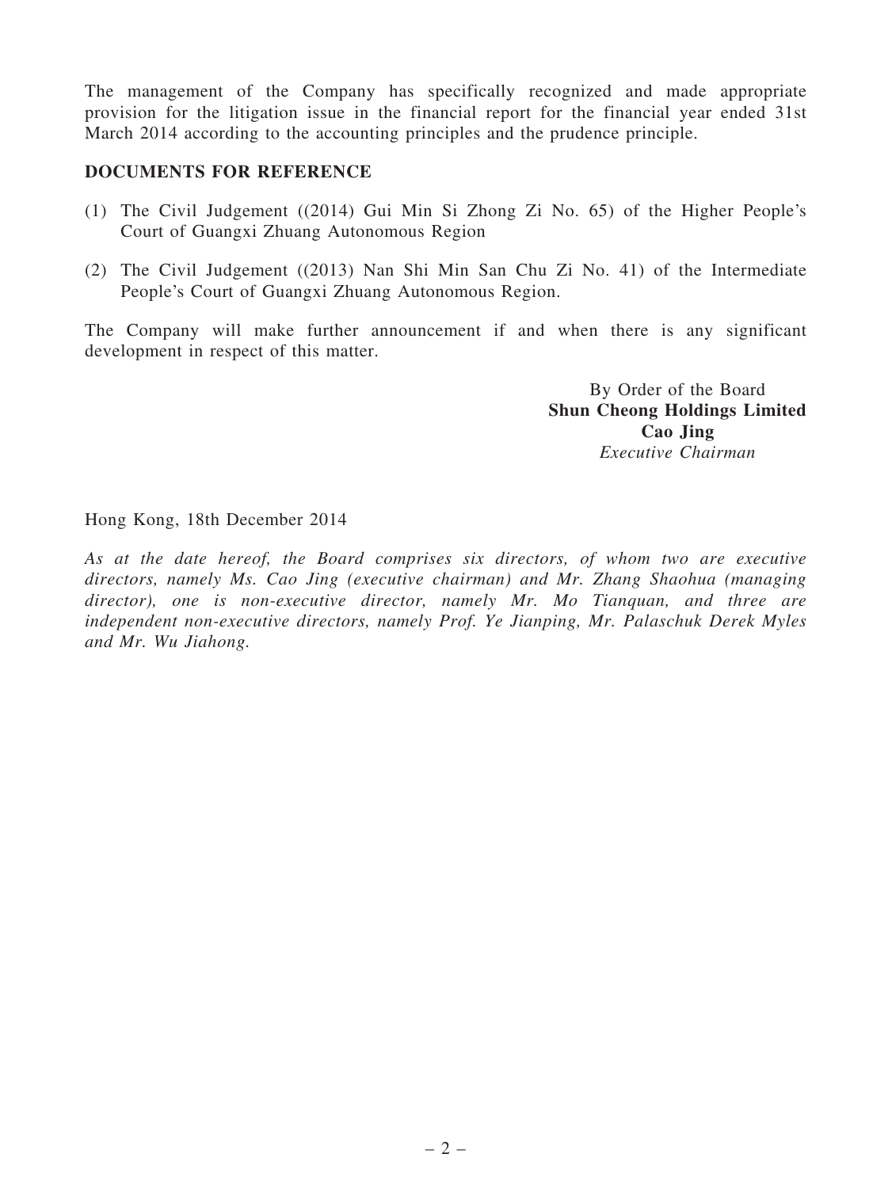The management of the Company has specifically recognized and made appropriate provision for the litigation issue in the financial report for the financial year ended 31st March 2014 according to the accounting principles and the prudence principle.

**DOCUMENTS FOR REFERENCE**

(1) The Civil Judgement ((2014) Gui Min Si Zhong Zi No. 65) of the Higher People's Court of Guangxi Zhuang Autonomous Region

(2) The Civil Judgement ((2013) Nan Shi Min San Chu Zi No. 41) of the Intermediate People's Court of Guangxi Zhuang Autonomous Region.

The Company will make further announcement if and when there is any significant development in respect of this matter.

By Order of the Board
**Shun Cheong Holdings Limited**
**Cao Jing**
*Executive Chairman*

Hong Kong, 18th December 2014

*As at the date hereof, the Board comprises six directors, of whom two are executive directors, namely Ms. Cao Jing (executive chairman) and Mr. Zhang Shaohua (managing director), one is non-executive director, namely Mr. Mo Tianquan, and three are independent non-executive directors, namely Prof. Ye Jianping, Mr. Palaschuk Derek Myles and Mr. Wu Jiahong.*